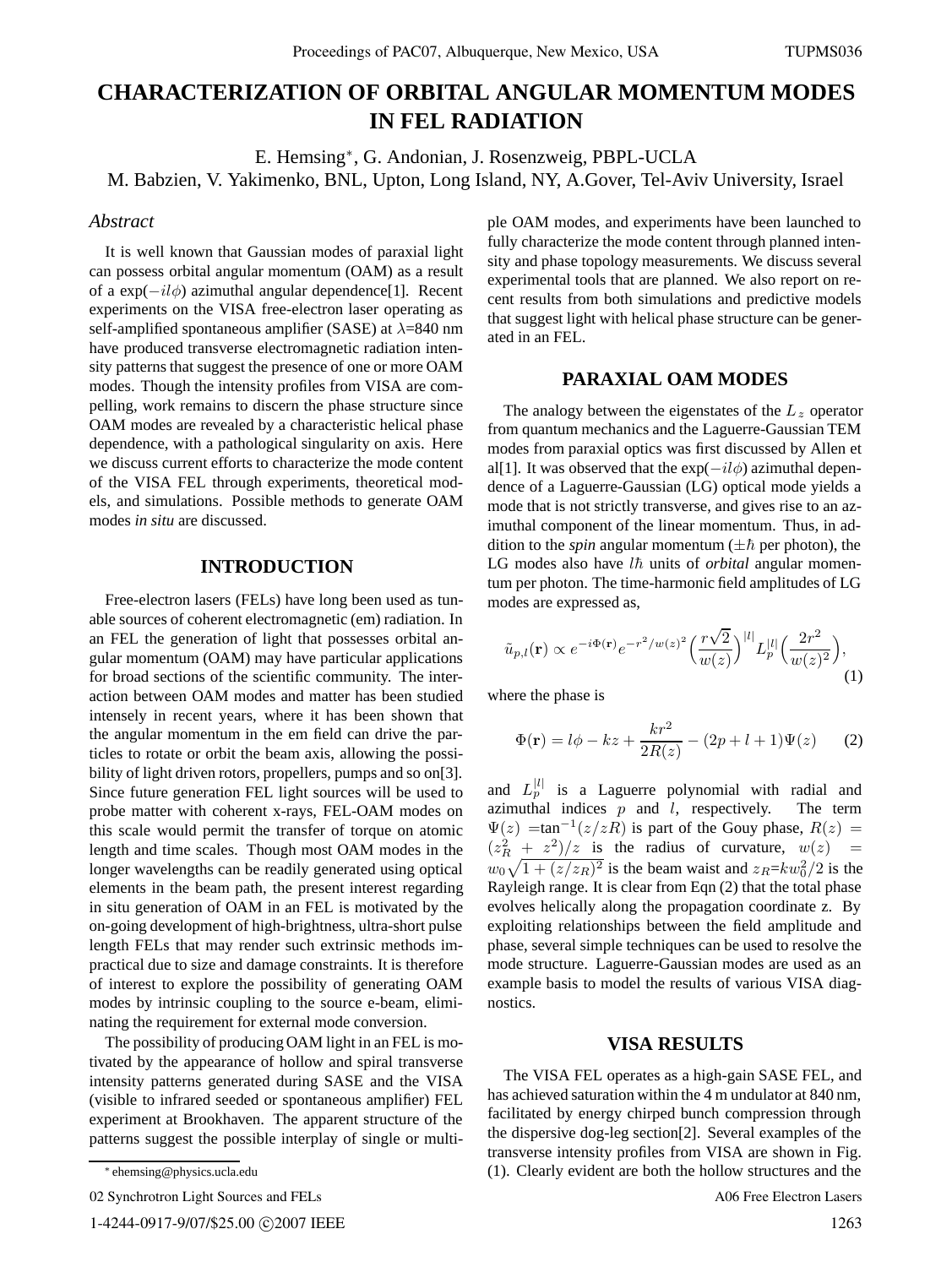# CHARACTERIZATION OF ORBITAL ANGULAR MOMENTUM MODES IN FEL RADIATION

E. Hemsing*, G. Andonian, J. Rosenzweig, PBPL-UCLA
M. Babzien, V. Yakimenko, BNL, Upton, Long Island, NY, A.Gover, Tel-Aviv University, Israel

## Abstract

It is well known that Gaussian modes of paraxial light can possess orbital angular momentum (OAM) as a result of a $\exp(-il\phi)$ azimuthal angular dependence[1]. Recent experiments on the VISA free-electron laser operating as self-amplified spontaneous amplifier (SASE) at $\lambda$=840 nm have produced transverse electromagnetic radiation intensity patterns that suggest the presence of one or more OAM modes. Though the intensity profiles from VISA are compelling, work remains to discern the phase structure since OAM modes are revealed by a characteristic helical phase dependence, with a pathological singularity on axis. Here we discuss current efforts to characterize the mode content of the VISA FEL through experiments, theoretical models, and simulations. Possible methods to generate OAM modes *in situ* are discussed.

## INTRODUCTION

Free-electron lasers (FELs) have long been used as tunable sources of coherent electromagnetic (em) radiation. In an FEL the generation of light that possesses orbital angular momentum (OAM) may have particular applications for broad sections of the scientific community. The interaction between OAM modes and matter has been studied intensely in recent years, where it has been shown that the angular momentum in the em field can drive the particles to rotate or orbit the beam axis, allowing the possibility of light driven rotors, propellers, pumps and so on[3]. Since future generation FEL light sources will be used to probe matter with coherent x-rays, FEL-OAM modes on this scale would permit the transfer of torque on atomic length and time scales. Though most OAM modes in the longer wavelengths can be readily generated using optical elements in the beam path, the present interest regarding in situ generation of OAM in an FEL is motivated by the on-going development of high-brightness, ultra-short pulse length FELs that may render such extrinsic methods impractical due to size and damage constraints. It is therefore of interest to explore the possibility of generating OAM modes by intrinsic coupling to the source e-beam, eliminating the requirement for external mode conversion.

The possibility of producing OAM light in an FEL is motivated by the appearance of hollow and spiral transverse intensity patterns generated during SASE and the VISA (visible to infrared seeded or spontaneous amplifier) FEL experiment at Brookhaven. The apparent structure of the patterns suggest the possible interplay of single or multiple OAM modes, and experiments have been launched to fully characterize the mode content through planned intensity and phase topology measurements. We discuss several experimental tools that are planned. We also report on recent results from both simulations and predictive models that suggest light with helical phase structure can be generated in an FEL.

## PARAXIAL OAM MODES

The analogy between the eigenstates of the $L_z$ operator from quantum mechanics and the Laguerre-Gaussian TEM modes from paraxial optics was first discussed by Allen et al[1]. It was observed that the $\exp(-il\phi)$ azimuthal dependence of a Laguerre-Gaussian (LG) optical mode yields a mode that is not strictly transverse, and gives rise to an azimuthal component of the linear momentum. Thus, in addition to the *spin* angular momentum ($\pm\hbar$ per photon), the LG modes also have $l\hbar$ units of *orbital* angular momentum per photon. The time-harmonic field amplitudes of LG modes are expressed as,

$$\tilde{u}_{p,l}(\mathbf{r}) \propto e^{-i\Phi(\mathbf{r})} e^{-r^2/w(z)^2} \Big(\frac{r\sqrt{2}}{w(z)}\Big)^{|l|} L_p^{|l|}\Big(\frac{2r^2}{w(z)^2}\Big), \tag{1}$$

where the phase is

$$\Phi(\mathbf{r}) = l\phi - kz + \frac{kr^2}{2R(z)} - (2p + l + 1)\Psi(z) \tag{2}$$

and $L_p^{|l|}$ is a Laguerre polynomial with radial and azimuthal indices $p$ and $l$, respectively. The term $\Psi(z) = \tan^{-1}(z/zR)$ is part of the Gouy phase, $R(z) = (z_R^2 + z^2)/z$ is the radius of curvature, $w(z) = w_0\sqrt{1 + (z/z_R)^2}$ is the beam waist and $z_R = kw_0^2/2$ is the Rayleigh range. It is clear from Eqn (2) that the total phase evolves helically along the propagation coordinate z. By exploiting relationships between the field amplitude and phase, several simple techniques can be used to resolve the mode structure. Laguerre-Gaussian modes are used as an example basis to model the results of various VISA diagnostics.

## VISA RESULTS

The VISA FEL operates as a high-gain SASE FEL, and has achieved saturation within the 4 m undulator at 840 nm, facilitated by energy chirped bunch compression through the dispersive dog-leg section[2]. Several examples of the transverse intensity profiles from VISA are shown in Fig. (1). Clearly evident are both the hollow structures and the

* ehemsing@physics.ucla.edu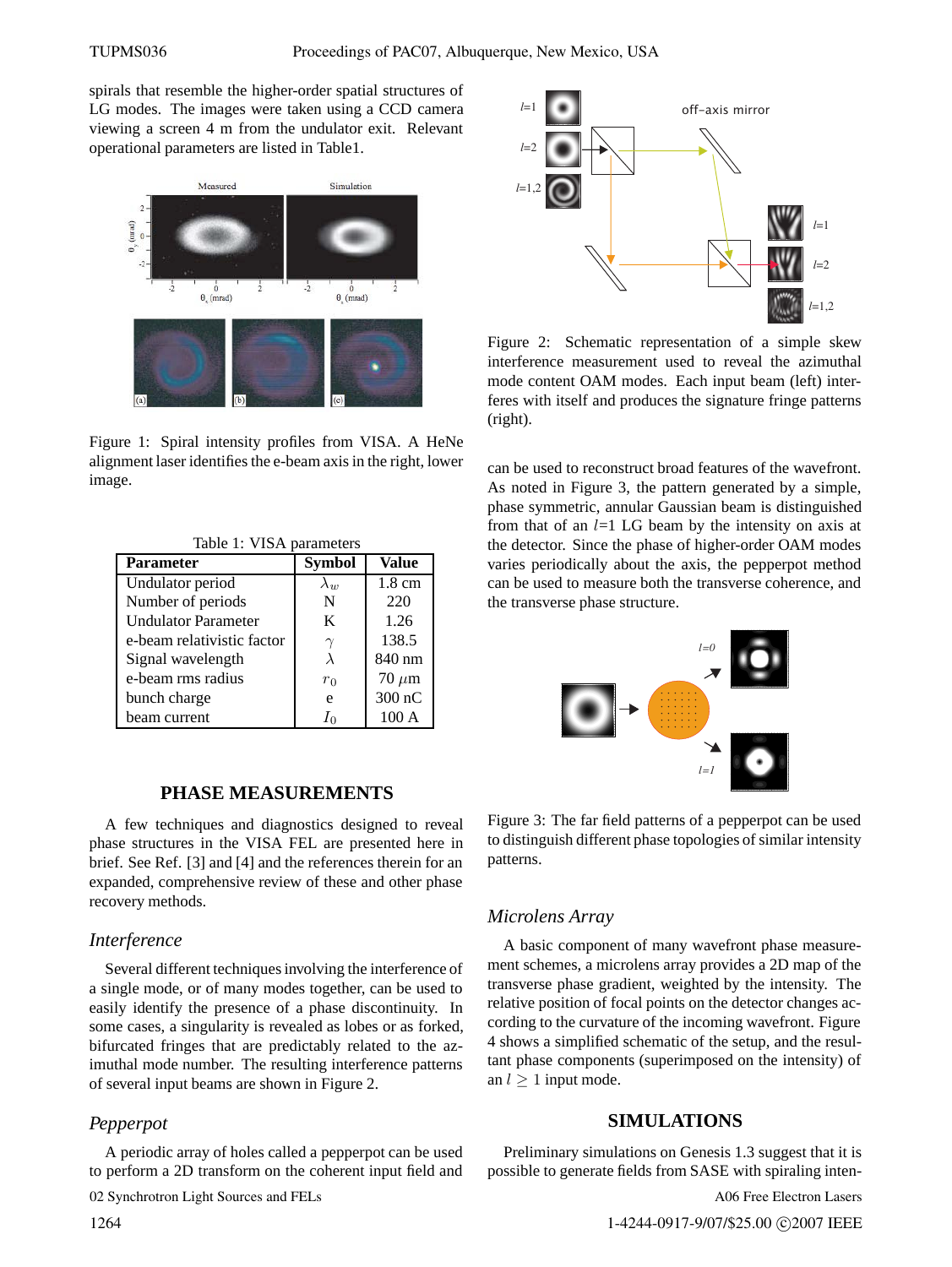spirals that resemble the higher-order spatial structures of LG modes. The images were taken using a CCD camera viewing a screen 4 m from the undulator exit. Relevant operational parameters are listed in Table1.

Figure 1: Spiral intensity profiles from VISA. A HeNe alignment laser identifies the e-beam axis in the right, lower image.

Table 1: VISA parameters

| Parameter | Symbol | Value |
|---|---|---|
| Undulator period | $\lambda_w$ | 1.8 cm |
| Number of periods | N | 220 |
| Undulator Parameter | K | 1.26 |
| e-beam relativistic factor | $\gamma$ | 138.5 |
| Signal wavelength | $\lambda$ | 840 nm |
| e-beam rms radius | $r_0$ | 70 $\mu$m |
| bunch charge | e | 300 nC |
| beam current | $I_0$ | 100 A |

## PHASE MEASUREMENTS

A few techniques and diagnostics designed to reveal phase structures in the VISA FEL are presented here in brief. See Ref. [3] and [4] and the references therein for an expanded, comprehensive review of these and other phase recovery methods.

### *Interference*

Several different techniques involving the interference of a single mode, or of many modes together, can be used to easily identify the presence of a phase discontinuity. In some cases, a singularity is revealed as lobes or as forked, bifurcated fringes that are predictably related to the azimuthal mode number. The resulting interference patterns of several input beams are shown in Figure 2.

### *Pepperpot*

A periodic array of holes called a pepperpot can be used to perform a 2D transform on the coherent input field and can be used to reconstruct broad features of the wavefront. As noted in Figure 3, the pattern generated by a simple, phase symmetric, annular Gaussian beam is distinguished from that of an $l$=1 LG beam by the intensity on axis at the detector. Since the phase of higher-order OAM modes varies periodically about the axis, the pepperpot method can be used to measure both the transverse coherence, and the transverse phase structure.

Figure 2: Schematic representation of a simple skew interference measurement used to reveal the azimuthal mode content OAM modes. Each input beam (left) interferes with itself and produces the signature fringe patterns (right).

Figure 3: The far field patterns of a pepperpot can be used to distinguish different phase topologies of similar intensity patterns.

### *Microlens Array*

A basic component of many wavefront phase measurement schemes, a microlens array provides a 2D map of the transverse phase gradient, weighted by the intensity. The relative position of focal points on the detector changes according to the curvature of the incoming wavefront. Figure 4 shows a simplified schematic of the setup, and the resultant phase components (superimposed on the intensity) of an $l \geq 1$ input mode.

## SIMULATIONS

Preliminary simulations on Genesis 1.3 suggest that it is possible to generate fields from SASE with spiraling inten-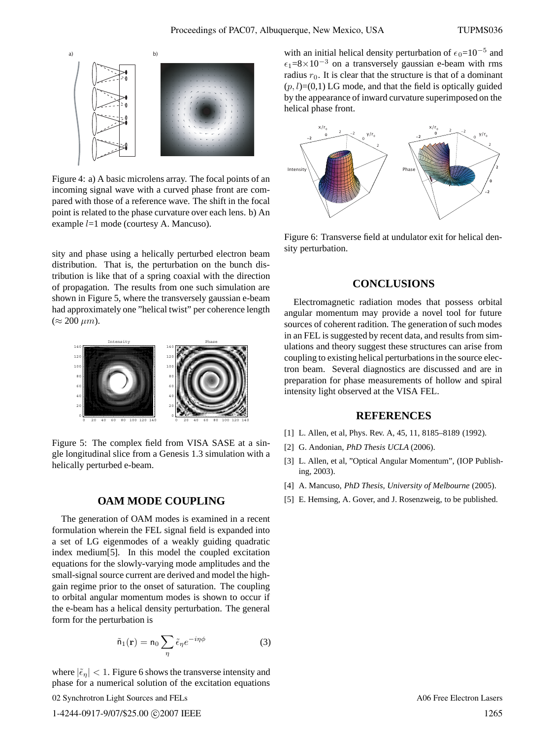a) b)

Figure 4: a) A basic microlens array. The focal points of an incoming signal wave with a curved phase front are compared with those of a reference wave. The shift in the focal point is related to the phase curvature over each lens. b) An example $l$=1 mode (courtesy A. Mancuso).

sity and phase using a helically perturbed electron beam distribution. That is, the perturbation on the bunch distribution is like that of a spring coaxial with the direction of propagation. The results from one such simulation are shown in Figure 5, where the transversely gaussian e-beam had approximately one "helical twist" per coherence length ($\approx 200\ \mu m$).

Intensity

Phase

Figure 5: The complex field from VISA SASE at a single longitudinal slice from a Genesis 1.3 simulation with a helically perturbed e-beam.

## OAM MODE COUPLING

The generation of OAM modes is examined in a recent formulation wherein the FEL signal field is expanded into a set of LG eigenmodes of a weakly guiding quadratic index medium[5]. In this model the coupled excitation equations for the slowly-varying mode amplitudes and the small-signal source current are derived and model the high-gain regime prior to the onset of saturation. The coupling to orbital angular momentum modes is shown to occur if the e-beam has a helical density perturbation. The general form for the perturbation is

$$\tilde{\mathsf{n}}_1(\mathbf{r}) = \mathsf{n}_0 \sum_{\eta} \tilde{\epsilon}_{\eta} e^{-i\eta\phi} \tag{3}$$

where $|\tilde{\epsilon}_{\eta}| < 1$. Figure 6 shows the transverse intensity and phase for a numerical solution of the excitation equations with an initial helical density perturbation of $\epsilon_0$=$10^{-5}$ and $\epsilon_1$=$8\times10^{-3}$ on a transversely gaussian e-beam with rms radius $r_0$. It is clear that the structure is that of a dominant $(p, l)$=(0,1) LG mode, and that the field is optically guided by the appearance of inward curvature superimposed on the helical phase front.

Intensity

Phase

Figure 6: Transverse field at undulator exit for helical density perturbation.

## CONCLUSIONS

Electromagnetic radiation modes that possess orbital angular momentum may provide a novel tool for future sources of coherent radition. The generation of such modes in an FEL is suggested by recent data, and results from simulations and theory suggest these structures can arise from coupling to existing helical perturbations in the source electron beam. Several diagnostics are discussed and are in preparation for phase measurements of hollow and spiral intensity light observed at the VISA FEL.

## REFERENCES

[1] L. Allen, et al, Phys. Rev. A, 45, 11, 8185–8189 (1992).

[2] G. Andonian, *PhD Thesis UCLA* (2006).

[3] L. Allen, et al, "Optical Angular Momentum", (IOP Publishing, 2003).

[4] A. Mancuso, *PhD Thesis, University of Melbourne* (2005).

[5] E. Hemsing, A. Gover, and J. Rosenzweig, to be published.